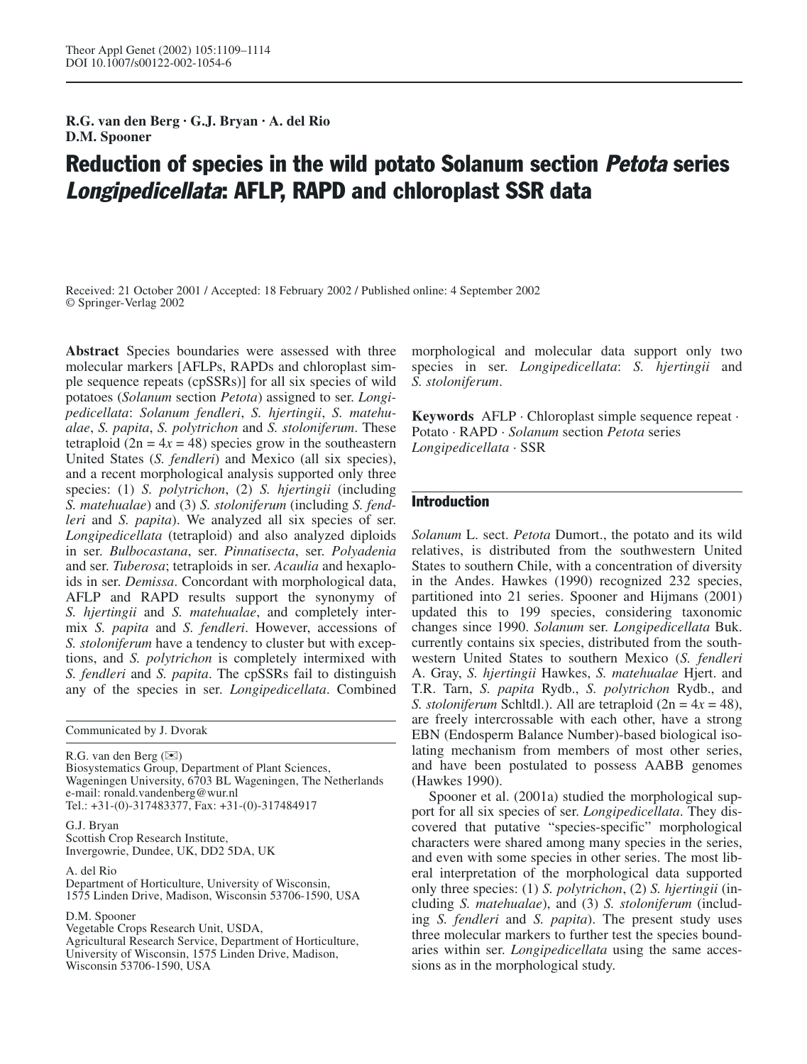R.G. van den Berg · G.J. Bryan · A. del Rio
D.M. Spooner

# Reduction of species in the wild potato Solanum section *Petota* series *Longipedicellata*: AFLP, RAPD and chloroplast SSR data

Received: 21 October 2001 / Accepted: 18 February 2002 / Published online: 4 September 2002
© Springer-Verlag 2002

**Abstract** Species boundaries were assessed with three molecular markers [AFLPs, RAPDs and chloroplast simple sequence repeats (cpSSRs)] for all six species of wild potatoes (*Solanum* section *Petota*) assigned to ser. *Longipedicellata*: *Solanum fendleri*, *S. hjertingii*, *S. matehualae*, *S. papita*, *S. polytrichon* and *S. stoloniferum*. These tetraploid ($2n = 4x = 48$) species grow in the southeastern United States (*S. fendleri*) and Mexico (all six species), and a recent morphological analysis supported only three species: (1) *S. polytrichon*, (2) *S. hjertingii* (including *S. matehualae*) and (3) *S. stoloniferum* (including *S. fendleri* and *S. papita*). We analyzed all six species of ser. *Longipedicellata* (tetraploid) and also analyzed diploids in ser. *Bulbocastana*, ser. *Pinnatisecta*, ser. *Polyadenia* and ser. *Tuberosa*; tetraploids in ser. *Acaulia* and hexaploids in ser. *Demissa*. Concordant with morphological data, AFLP and RAPD results support the synonymy of *S. hjertingii* and *S. matehualae*, and completely intermix *S. papita* and *S. fendleri*. However, accessions of *S. stoloniferum* have a tendency to cluster but with exceptions, and *S. polytrichon* is completely intermixed with *S. fendleri* and *S. papita*. The cpSSRs fail to distinguish any of the species in ser. *Longipedicellata*. Combined morphological and molecular data support only two species in ser. *Longipedicellata*: *S. hjertingii* and *S. stoloniferum*.

**Keywords** AFLP · Chloroplast simple sequence repeat · Potato · RAPD · *Solanum* section *Petota* series *Longipedicellata* · SSR

Communicated by J. Dvorak

R.G. van den Berg (✉)
Biosystematics Group, Department of Plant Sciences, Wageningen University, 6703 BL Wageningen, The Netherlands
e-mail: ronald.vandenberg@wur.nl
Tel.: +31-(0)-317483377, Fax: +31-(0)-317484917

G.J. Bryan
Scottish Crop Research Institute, Invergowrie, Dundee, UK, DD2 5DA, UK

A. del Rio
Department of Horticulture, University of Wisconsin, 1575 Linden Drive, Madison, Wisconsin 53706-1590, USA

D.M. Spooner
Vegetable Crops Research Unit, USDA, Agricultural Research Service, Department of Horticulture, University of Wisconsin, 1575 Linden Drive, Madison, Wisconsin 53706-1590, USA

## Introduction

*Solanum* L. sect. *Petota* Dumort., the potato and its wild relatives, is distributed from the southwestern United States to southern Chile, with a concentration of diversity in the Andes. Hawkes (1990) recognized 232 species, partitioned into 21 series. Spooner and Hijmans (2001) updated this to 199 species, considering taxonomic changes since 1990. *Solanum* ser. *Longipedicellata* Buk. currently contains six species, distributed from the southwestern United States to southern Mexico (*S. fendleri* A. Gray, *S. hjertingii* Hawkes, *S. matehualae* Hjert. and T.R. Tarn, *S. papita* Rydb., *S. polytrichon* Rydb., and *S. stoloniferum* Schltdl.). All are tetraploid ($2n = 4x = 48$), are freely intercrossable with each other, have a strong EBN (Endosperm Balance Number)-based biological isolating mechanism from members of most other series, and have been postulated to possess AABB genomes (Hawkes 1990).

Spooner et al. (2001a) studied the morphological support for all six species of ser. *Longipedicellata*. They discovered that putative "species-specific" morphological characters were shared among many species in the series, and even with some species in other series. The most liberal interpretation of the morphological data supported only three species: (1) *S. polytrichon*, (2) *S. hjertingii* (including *S. matehualae*), and (3) *S. stoloniferum* (including *S. fendleri* and *S. papita*). The present study uses three molecular markers to further test the species boundaries within ser. *Longipedicellata* using the same accessions as in the morphological study.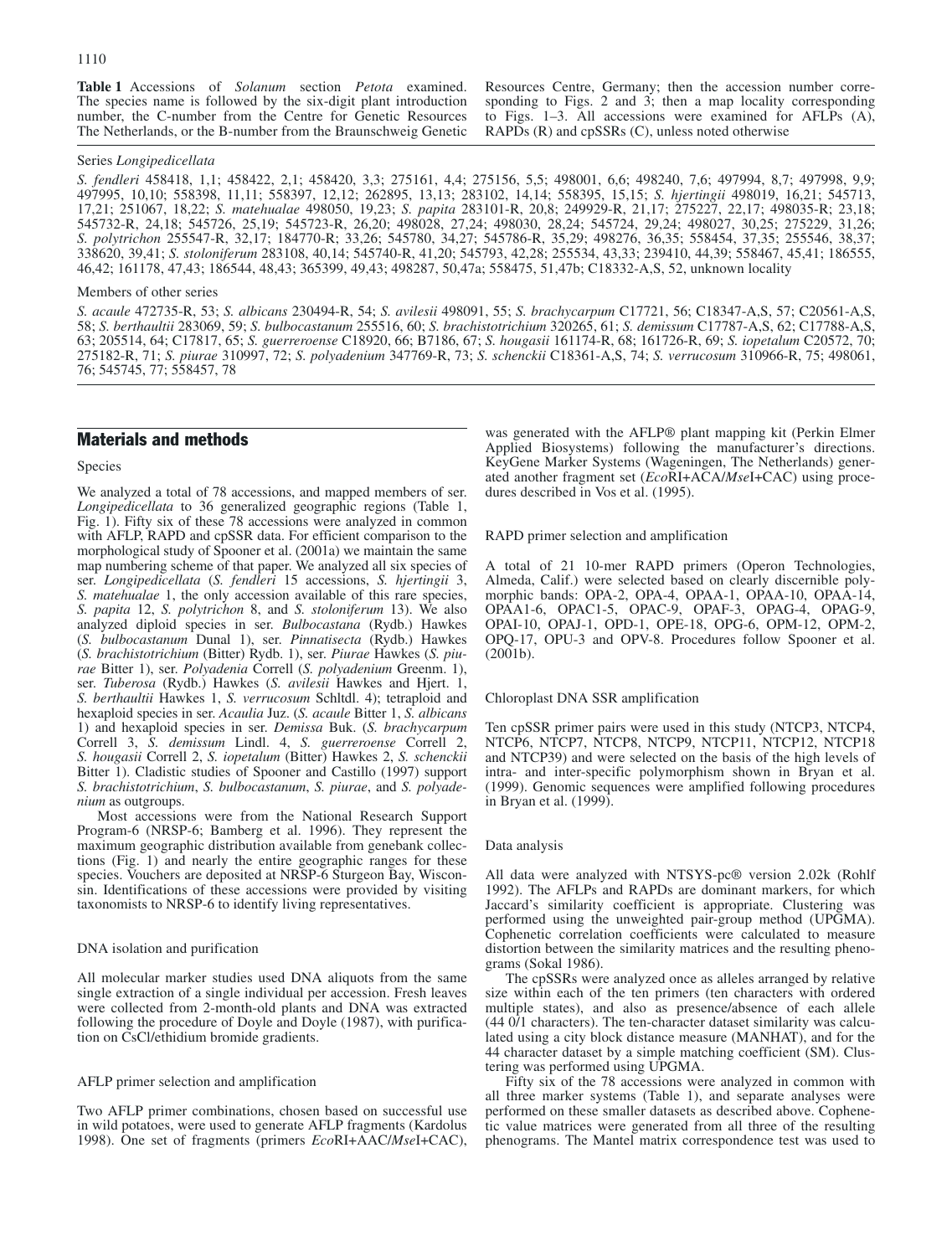**Table 1** Accessions of *Solanum* section *Petota* examined. The species name is followed by the six-digit plant introduction number, the C-number from the Centre for Genetic Resources The Netherlands, or the B-number from the Braunschweig Genetic Resources Centre, Germany; then the accession number corresponding to Figs. 2 and 3; then a map locality corresponding to Figs. 1–3. All accessions were examined for AFLPs (A), RAPDs (R) and cpSSRs (C), unless noted otherwise

Series *Longipedicellata*

*S. fendleri* 458418, 1,1; 458422, 2,1; 458420, 3,3; 275161, 4,4; 275156, 5,5; 498001, 6,6; 498240, 7,6; 497994, 8,7; 497998, 9,9; 497995, 10,10; 558398, 11,11; 558397, 12,12; 262895, 13,13; 283102, 14,14; 558395, 15,15; *S. hjertingii* 498019, 16,21; 545713, 17,21; 251067, 18,22; *S. matehualae* 498050, 19,23; *S. papita* 283101-R, 20,8; 249929-R, 21,17; 275227, 22,17; 498035-R; 23,18; 545732-R, 24,18; 545726, 25,19; 545723-R, 26,20; 498028, 27,24; 498030, 28,24; 545724, 29,24; 498027, 30,25; 275229, 31,26; *S. polytrichon* 255547-R, 32,17; 184770-R; 33,26; 545780, 34,27; 545786-R, 35,29; 498276, 36,35; 558454, 37,35; 255546, 38,37; 338620, 39,41; *S. stoloniferum* 283108, 40,14; 545740-R, 41,20; 545793, 42,28; 255534, 43,33; 239410, 44,39; 558467, 45,41; 186555, 46,42; 161178, 47,43; 186544, 48,43; 365399, 49,43; 498287, 50,47a; 558475, 51,47b; C18332-A,S, 52, unknown locality

Members of other series

*S. acaule* 472735-R, 53; *S. albicans* 230494-R, 54; *S. avilesii* 498091, 55; *S. brachycarpum* C17721, 56; C18347-A,S, 57; C20561-A,S, 58; *S. berthaultii* 283069, 59; *S. bulbocastanum* 255516, 60; *S. brachistotrichium* 320265, 61; *S. demissum* C17787-A,S, 62; C17788-A,S, 63; 205514, 64; C17817, 65; *S. guerreroense* C18920, 66; B7186, 67; *S. hougasii* 161174-R, 68; 161726-R, 69; *S. iopetalum* C20572, 70; 275182-R, 71; *S. piurae* 310997, 72; *S. polyadenium* 347769-R, 73; *S. schenckii* C18361-A,S, 74; *S. verrucosum* 310966-R, 75; 498061, 76; 545745, 77; 558457, 78

## Materials and methods

### Species

We analyzed a total of 78 accessions, and mapped members of ser. *Longipedicellata* to 36 generalized geographic regions (Table 1, Fig. 1). Fifty six of these 78 accessions were analyzed in common with AFLP, RAPD and cpSSR data. For efficient comparison to the morphological study of Spooner et al. (2001a) we maintain the same map numbering scheme of that paper. We analyzed all six species of ser. *Longipedicellata* (*S. fendleri* 15 accessions, *S. hjertingii* 3, *S. matehualae* 1, the only accession available of this rare species, *S. papita* 12, *S. polytrichon* 8, and *S. stoloniferum* 13). We also analyzed diploid species in ser. *Bulbocastana* (Rydb.) Hawkes (*S. bulbocastanum* Dunal 1), ser. *Pinnatisecta* (Rydb.) Hawkes (*S. brachistotrichium* (Bitter) Rydb. 1), ser. *Piurae* Hawkes (*S. piurae* Bitter 1), ser. *Polyadenia* Correll (*S. polyadenium* Greenm. 1), ser. *Tuberosa* (Rydb.) Hawkes (*S. avilesii* Hawkes and Hjert. 1, *S. berthaultii* Hawkes 1, *S. verrucosum* Schltdl. 4); tetraploid and hexaploid species in ser. *Acaulia* Juz. (*S. acaule* Bitter 1, *S. albicans* 1) and hexaploid species in ser. *Demissa* Buk. (*S. brachycarpum* Correll 3, *S. demissum* Lindl. 4, *S. guerreroense* Correll 2, *S. hougasii* Correll 2, *S. iopetalum* (Bitter) Hawkes 2, *S. schenckii* Bitter 1). Cladistic studies of Spooner and Castillo (1997) support *S. brachistotrichium*, *S. bulbocastanum*, *S. piurae*, and *S. polyadenium* as outgroups.

Most accessions were from the National Research Support Program-6 (NRSP-6; Bamberg et al. 1996). They represent the maximum geographic distribution available from genebank collections (Fig. 1) and nearly the entire geographic ranges for these species. Vouchers are deposited at NRSP-6 Sturgeon Bay, Wisconsin. Identifications of these accessions were provided by visiting taxonomists to NRSP-6 to identify living representatives.

### DNA isolation and purification

All molecular marker studies used DNA aliquots from the same single extraction of a single individual per accession. Fresh leaves were collected from 2-month-old plants and DNA was extracted following the procedure of Doyle and Doyle (1987), with purification on CsCl/ethidium bromide gradients.

### AFLP primer selection and amplification

Two AFLP primer combinations, chosen based on successful use in wild potatoes, were used to generate AFLP fragments (Kardolus 1998). One set of fragments (primers *Eco*RI+AAC/*Mse*I+CAC), was generated with the AFLP® plant mapping kit (Perkin Elmer Applied Biosystems) following the manufacturer's directions. KeyGene Marker Systems (Wageningen, The Netherlands) generated another fragment set (*Eco*RI+ACA/*Mse*I+CAC) using procedures described in Vos et al. (1995).

### RAPD primer selection and amplification

A total of 21 10-mer RAPD primers (Operon Technologies, Almeda, Calif.) were selected based on clearly discernible polymorphic bands: OPA-2, OPA-4, OPAA-1, OPAA-10, OPAA-14, OPAA1-6, OPAC1-5, OPAC-9, OPAF-3, OPAG-4, OPAG-9, OPAI-10, OPAJ-1, OPD-1, OPE-18, OPG-6, OPM-12, OPM-2, OPQ-17, OPU-3 and OPV-8. Procedures follow Spooner et al. (2001b).

### Chloroplast DNA SSR amplification

Ten cpSSR primer pairs were used in this study (NTCP3, NTCP4, NTCP6, NTCP7, NTCP8, NTCP9, NTCP11, NTCP12, NTCP18 and NTCP39) and were selected on the basis of the high levels of intra- and inter-specific polymorphism shown in Bryan et al. (1999). Genomic sequences were amplified following procedures in Bryan et al. (1999).

### Data analysis

All data were analyzed with NTSYS-pc® version 2.02k (Rohlf 1992). The AFLPs and RAPDs are dominant markers, for which Jaccard's similarity coefficient is appropriate. Clustering was performed using the unweighted pair-group method (UPGMA). Cophenetic correlation coefficients were calculated to measure distortion between the similarity matrices and the resulting phenograms (Sokal 1986).

The cpSSRs were analyzed once as alleles arranged by relative size within each of the ten primers (ten characters with ordered multiple states), and also as presence/absence of each allele (44 0/1 characters). The ten-character dataset similarity was calculated using a city block distance measure (MANHAT), and for the 44 character dataset by a simple matching coefficient (SM). Clustering was performed using UPGMA.

Fifty six of the 78 accessions were analyzed in common with all three marker systems (Table 1), and separate analyses were performed on these smaller datasets as described above. Cophenetic value matrices were generated from all three of the resulting phenograms. The Mantel matrix correspondence test was used to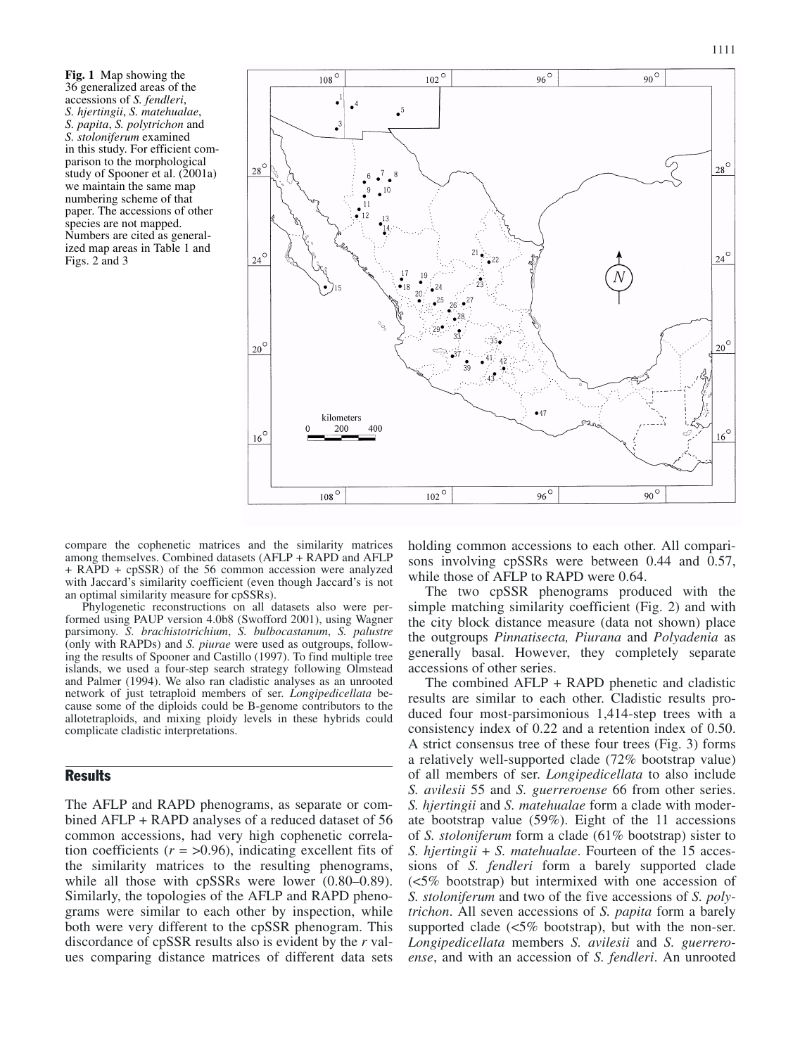**Fig. 1** Map showing the 36 generalized areas of the accessions of *S. fendleri*, *S. hjertingii*, *S. matehualae*, *S. papita*, *S. polytrichon* and *S. stoloniferum* examined in this study. For efficient comparison to the morphological study of Spooner et al. (2001a) we maintain the same map numbering scheme of that paper. The accessions of other species are not mapped. Numbers are cited as generalized map areas in Table 1 and Figs. 2 and 3

108°
102°
96°
90°
28°
24°
20°
16°
N
kilometers
0 200 400
1 3 4 5 6 7 8 9 10 11 12 13 14 15 17 18 19 20 21 22 23 24 25 26 27 28 29 33 35 37 39 41 42 43 47

compare the cophenetic matrices and the similarity matrices among themselves. Combined datasets (AFLP + RAPD and AFLP + RAPD + cpSSR) of the 56 common accession were analyzed with Jaccard's similarity coefficient (even though Jaccard's is not an optimal similarity measure for cpSSRs).

Phylogenetic reconstructions on all datasets also were performed using PAUP version 4.0b8 (Swofford 2001), using Wagner parsimony. *S. brachistotrichium*, *S. bulbocastanum*, *S. palustre* (only with RAPDs) and *S. piurae* were used as outgroups, following the results of Spooner and Castillo (1997). To find multiple tree islands, we used a four-step search strategy following Olmstead and Palmer (1994). We also ran cladistic analyses as an unrooted network of just tetraploid members of ser. *Longipedicellata* because some of the diploids could be B-genome contributors to the allotetraploids, and mixing ploidy levels in these hybrids could complicate cladistic interpretations.

## Results

The AFLP and RAPD phenograms, as separate or combined AFLP + RAPD analyses of a reduced dataset of 56 common accessions, had very high cophenetic correlation coefficients ($r$ = >0.96), indicating excellent fits of the similarity matrices to the resulting phenograms, while all those with cpSSRs were lower (0.80–0.89). Similarly, the topologies of the AFLP and RAPD phenograms were similar to each other by inspection, while both were very different to the cpSSR phenogram. This discordance of cpSSR results also is evident by the $r$ values comparing distance matrices of different data sets holding common accessions to each other. All comparisons involving cpSSRs were between 0.44 and 0.57, while those of AFLP to RAPD were 0.64.

The two cpSSR phenograms produced with the simple matching similarity coefficient (Fig. 2) and with the city block distance measure (data not shown) place the outgroups *Pinnatisecta, Piurana* and *Polyadenia* as generally basal. However, they completely separate accessions of other series.

The combined AFLP + RAPD phenetic and cladistic results are similar to each other. Cladistic results produced four most-parsimonious 1,414-step trees with a consistency index of 0.22 and a retention index of 0.50. A strict consensus tree of these four trees (Fig. 3) forms a relatively well-supported clade (72% bootstrap value) of all members of ser. *Longipedicellata* to also include *S. avilesii* 55 and *S. guerreroense* 66 from other series. *S. hjertingii* and *S. matehualae* form a clade with moderate bootstrap value (59%). Eight of the 11 accessions of *S. stoloniferum* form a clade (61% bootstrap) sister to *S. hjertingii* + *S. matehualae*. Fourteen of the 15 accessions of *S. fendleri* form a barely supported clade (<5% bootstrap) but intermixed with one accession of *S. stoloniferum* and two of the five accessions of *S. polytrichon*. All seven accessions of *S. papita* form a barely supported clade (<5% bootstrap), but with the non-ser. *Longipedicellata* members *S. avilesii* and *S. guerreroense*, and with an accession of *S. fendleri*. An unrooted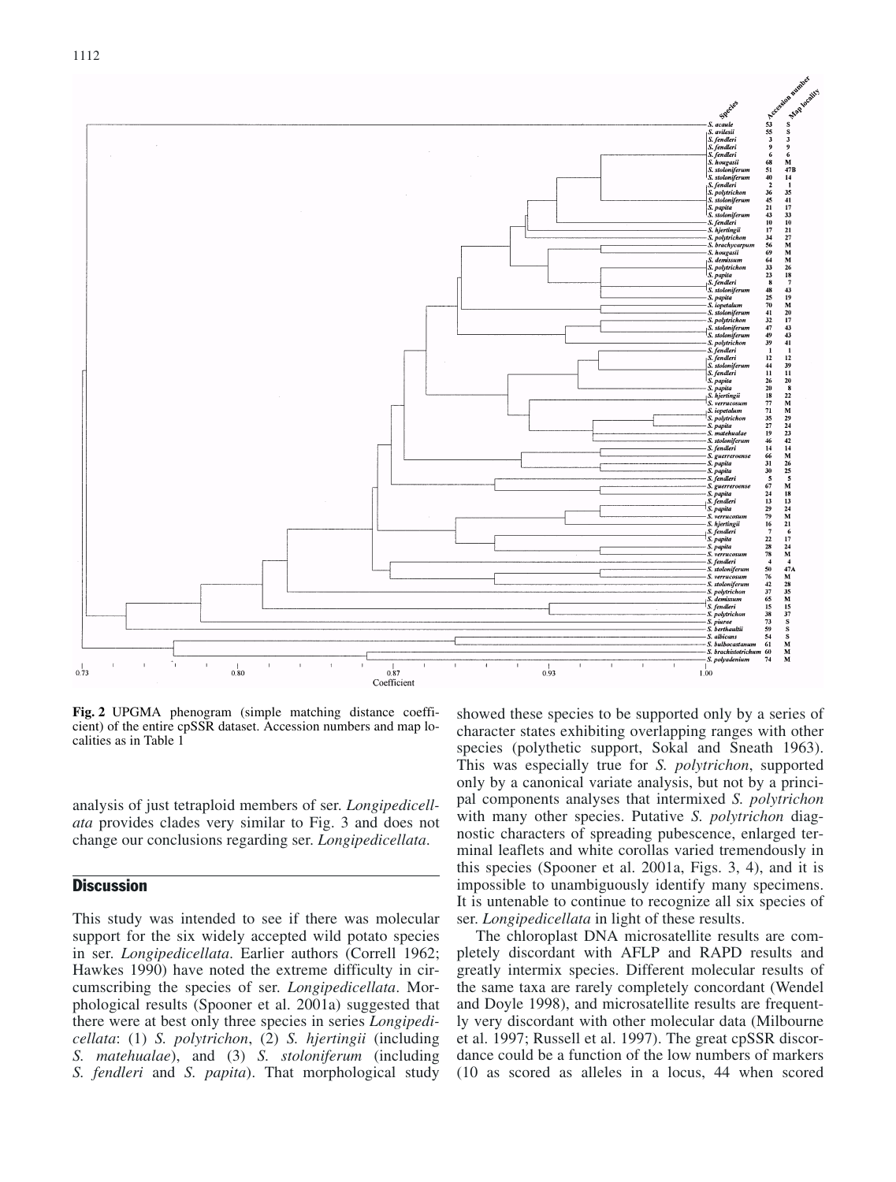Species Accession number Map locality

S. acaule 53 S
S. avilesii 55 S
S. fendleri 3 3
S. fendleri 9 9
S. fendleri 6 6
S. hougasii 68 M
S. stoloniferum 51 47B
S. stoloniferum 40 14
S. fendleri 2 1
S. polytrichon 36 35
S. stoloniferum 45 41
S. papita 21 17
S. stoloniferum 43 33
S. fendleri 10 10
S. hjertingii 17 21
S. polytrichon 34 27
S. brachycarpum 56 M
S. hougasii 69 M
S. demissum 64 M
S. polytrichon 33 26
S. papita 23 18
S. fendleri 8 7
S. stoloniferum 48 43
S. papita 25 19
S. iopetalum 70 M
S. stoloniferum 41 20
S. polytrichon 32 17
S. stoloniferum 47 43
S. stoloniferum 49 43
S. polytrichon 39 41
S. fendleri 1 1
S. fendleri 12 12
S. stoloniferum 44 39
S. fendleri 11 11
S. papita 26 20
S. papita 20 8
S. hjertingii 18 22
S. verrucosum 77 M
S. iopetalum 71 M
S. polytrichon 35 29
S. papita 27 24
S. matehualae 19 23
S. stoloniferum 46 42
S. fendleri 14 14
S. guerreroense 66 M
S. papita 31 26
S. papita 30 25
S. fendleri 5 5
S. guerreroense 67 M
S. papita 24 18
S. fendleri 13 13
S. papita 29 24
S. verrucosum 79 M
S. hjertingii 16 21
S. fendleri 7 6
S. papita 22 17
S. papita 28 24
S. verrucosum 78 M
S. fendleri 4 4
S. stoloniferum 50 47A
S. verrucosum 76 M
S. stoloniferum 42 28
S. polytrichon 37 35
S. demissum 65 M
S. fendleri 15 15
S. polytrichon 38 37
S. piurae 73 S
S. berthaultii 59 S
S. albicans 54 S
S. bulbocastanum 61 M
S. brachistotrichum 60 M
S. polyadenium 74 M

0.73 0.80 0.87 0.93 1.00
Coefficient

**Fig. 2** UPGMA phenogram (simple matching distance coefficient) of the entire cpSSR dataset. Accession numbers and map localities as in Table 1

analysis of just tetraploid members of ser. *Longipedicellata* provides clades very similar to Fig. 3 and does not change our conclusions regarding ser. *Longipedicellata*.

## Discussion

This study was intended to see if there was molecular support for the six widely accepted wild potato species in ser. *Longipedicellata*. Earlier authors (Correll 1962; Hawkes 1990) have noted the extreme difficulty in circumscribing the species of ser. *Longipedicellata*. Morphological results (Spooner et al. 2001a) suggested that there were at best only three species in series *Longipedicellata*: (1) *S. polytrichon*, (2) *S. hjertingii* (including *S. matehualae*), and (3) *S. stoloniferum* (including *S. fendleri* and *S. papita*). That morphological study showed these species to be supported only by a series of character states exhibiting overlapping ranges with other species (polythetic support, Sokal and Sneath 1963). This was especially true for *S. polytrichon*, supported only by a canonical variate analysis, but not by a principal components analyses that intermixed *S. polytrichon* with many other species. Putative *S. polytrichon* diagnostic characters of spreading pubescence, enlarged terminal leaflets and white corollas varied tremendously in this species (Spooner et al. 2001a, Figs. 3, 4), and it is impossible to unambiguously identify many specimens. It is untenable to continue to recognize all six species of ser. *Longipedicellata* in light of these results.

The chloroplast DNA microsatellite results are completely discordant with AFLP and RAPD results and greatly intermix species. Different molecular results of the same taxa are rarely completely concordant (Wendel and Doyle 1998), and microsatellite results are frequently very discordant with other molecular data (Milbourne et al. 1997; Russell et al. 1997). The great cpSSR discordance could be a function of the low numbers of markers (10 as scored as alleles in a locus, 44 when scored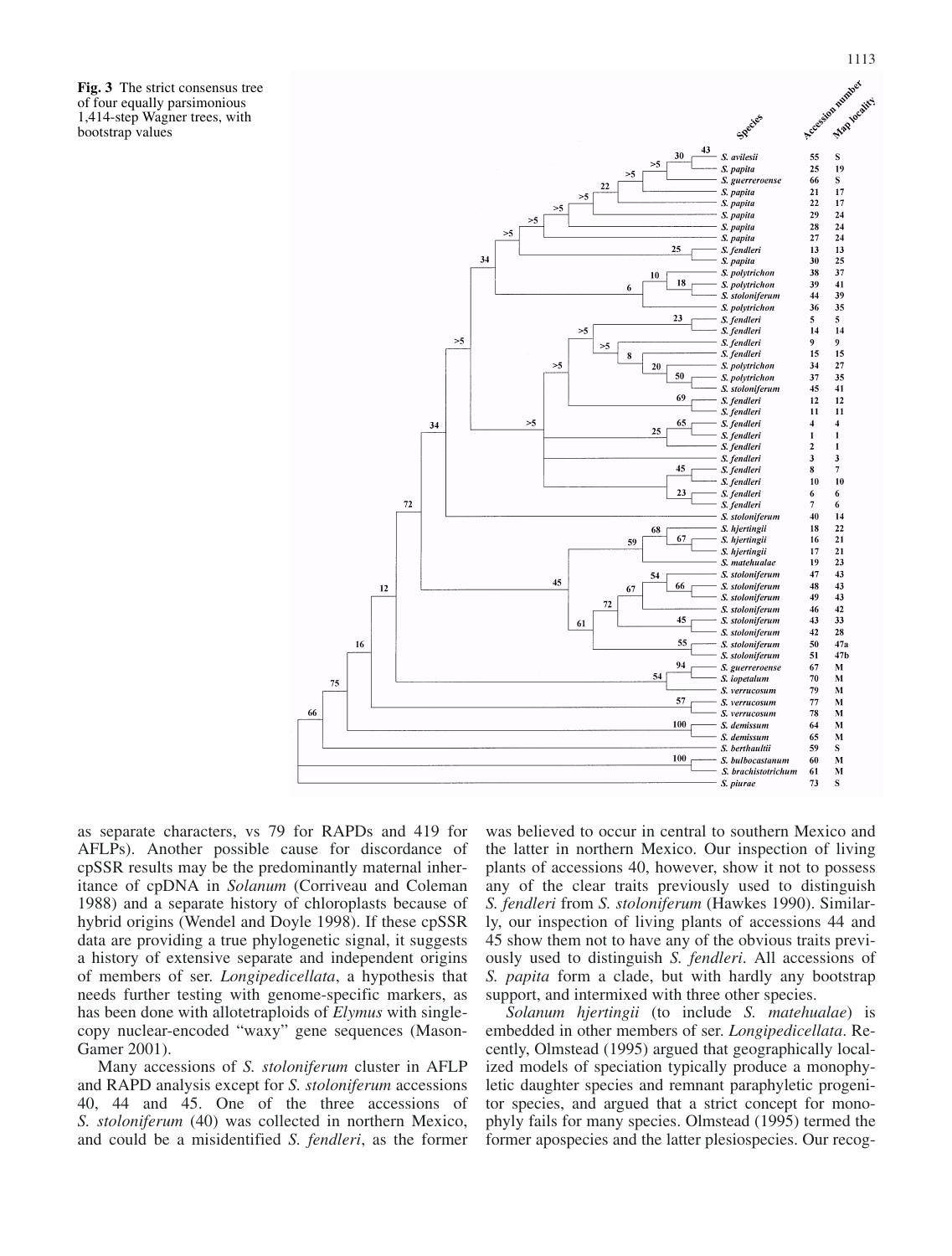Fig. 3 The strict consensus tree of four equally parsimonious 1,414-step Wagner trees, with bootstrap values

Species
Accession number
Map locality

S. avilesii 55 S
S. papita 25 19
S. guerreroense 66 S
S. papita 21 17
S. papita 22 17
S. papita 29 24
S. papita 28 24
S. papita 27 24
S. fendleri 13 13
S. papita 30 25
S. polytrichon 38 37
S. polytrichon 39 41
S. stoloniferum 44 39
S. polytrichon 36 35
S. fendleri 5 5
S. fendleri 14 14
S. fendleri 9 9
S. fendleri 15 15
S. polytrichon 34 27
S. polytrichon 37 35
S. stoloniferum 45 41
S. fendleri 12 12
S. fendleri 11 11
S. fendleri 4 4
S. fendleri 1 1
S. fendleri 2 1
S. fendleri 3 3
S. fendleri 8 7
S. fendleri 10 10
S. fendleri 6 6
S. fendleri 7 6
S. stoloniferum 40 14
S. hjertingii 18 22
S. hjertingii 16 21
S. hjertingii 17 21
S. matehualae 19 23
S. stoloniferum 47 43
S. stoloniferum 48 43
S. stoloniferum 49 43
S. stoloniferum 46 42
S. stoloniferum 43 33
S. stoloniferum 42 28
S. stoloniferum 50 47a
S. stoloniferum 51 47b
S. guerreroense 67 M
S. iopetalum 70 M
S. verrucosum 79 M
S. verrucosum 77 M
S. verrucosum 78 M
S. demissum 64 M
S. demissum 65 M
S. berthaultii 59 S
S. bulbocastanum 60 M
S. brachistotrichum 61 M
S. piurae 73 S

43 30 >5 >5 22 >5 >5 >5 >5 25 34 10 18 6 23 >5 >5 8 20 50 >5 69 >5 65 25 45 23 34 72 68 67 59 54 66 67 45 72 45 61 55 12 94 54 16 57 75 100 66 100

as separate characters, vs 79 for RAPDs and 419 for AFLPs). Another possible cause for discordance of cpSSR results may be the predominantly maternal inheritance of cpDNA in *Solanum* (Corriveau and Coleman 1988) and a separate history of chloroplasts because of hybrid origins (Wendel and Doyle 1998). If these cpSSR data are providing a true phylogenetic signal, it suggests a history of extensive separate and independent origins of members of ser. *Longipedicellata*, a hypothesis that needs further testing with genome-specific markers, as has been done with allotetraploids of *Elymus* with single-copy nuclear-encoded "waxy" gene sequences (Mason-Gamer 2001).

Many accessions of *S. stoloniferum* cluster in AFLP and RAPD analysis except for *S. stoloniferum* accessions 40, 44 and 45. One of the three accessions of *S. stoloniferum* (40) was collected in northern Mexico, and could be a misidentified *S. fendleri*, as the former was believed to occur in central to southern Mexico and the latter in northern Mexico. Our inspection of living plants of accessions 40, however, show it not to possess any of the clear traits previously used to distinguish *S. fendleri* from *S. stoloniferum* (Hawkes 1990). Similarly, our inspection of living plants of accessions 44 and 45 show them not to have any of the obvious traits previously used to distinguish *S. fendleri*. All accessions of *S. papita* form a clade, but with hardly any bootstrap support, and intermixed with three other species.

*Solanum hjertingii* (to include *S. matehualae*) is embedded in other members of ser. *Longipedicellata*. Recently, Olmstead (1995) argued that geographically localized models of speciation typically produce a monophyletic daughter species and remnant paraphyletic progenitor species, and argued that a strict concept for monophyly fails for many species. Olmstead (1995) termed the former apospecies and the latter plesiospecies. Our recog-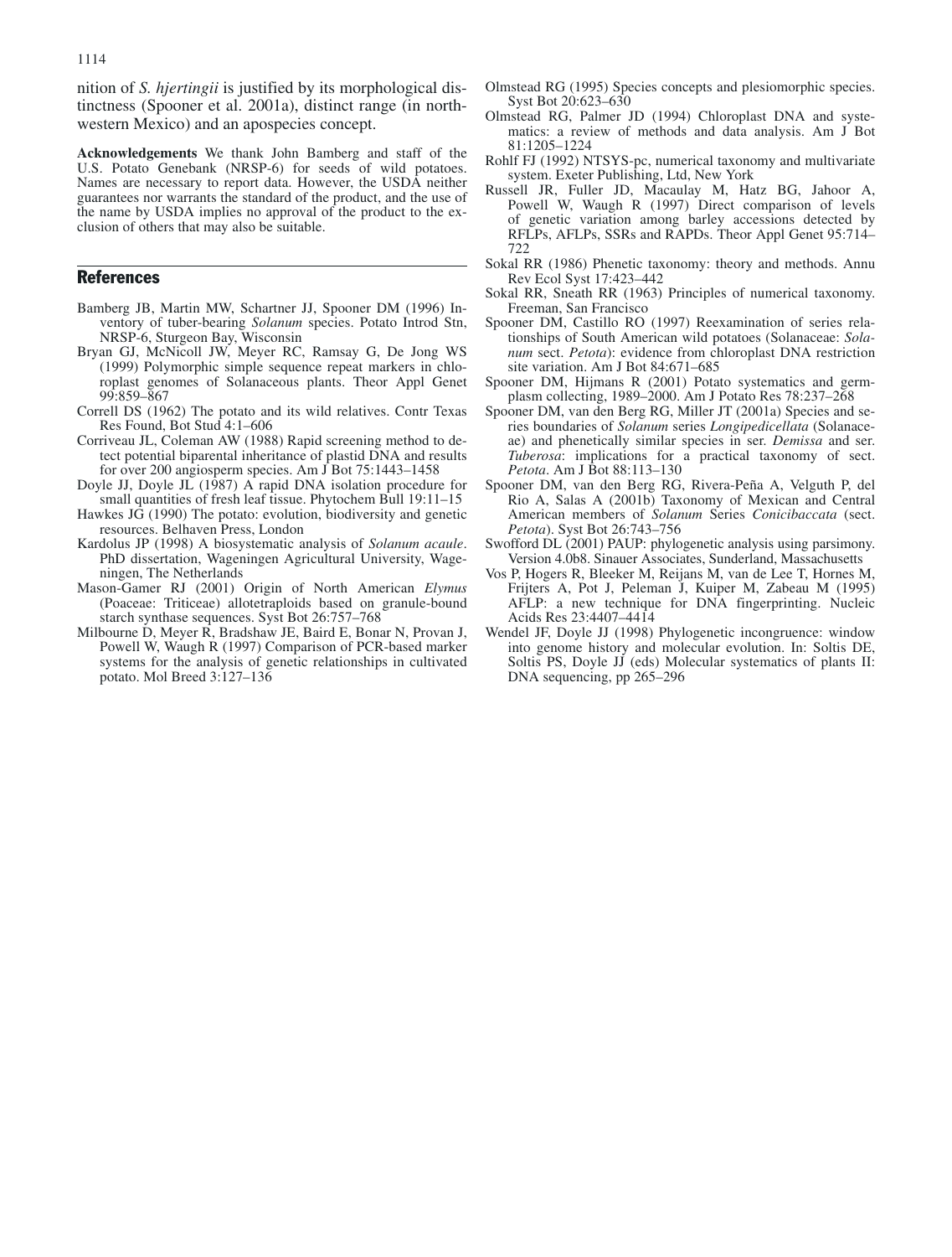nition of *S. hjertingii* is justified by its morphological distinctness (Spooner et al. 2001a), distinct range (in northwestern Mexico) and an apospecies concept.

**Acknowledgements** We thank John Bamberg and staff of the U.S. Potato Genebank (NRSP-6) for seeds of wild potatoes. Names are necessary to report data. However, the USDA neither guarantees nor warrants the standard of the product, and the use of the name by USDA implies no approval of the product to the exclusion of others that may also be suitable.

## References

Bamberg JB, Martin MW, Schartner JJ, Spooner DM (1996) Inventory of tuber-bearing *Solanum* species. Potato Introd Stn, NRSP-6, Sturgeon Bay, Wisconsin

Bryan GJ, McNicoll JW, Meyer RC, Ramsay G, De Jong WS (1999) Polymorphic simple sequence repeat markers in chloroplast genomes of Solanaceous plants. Theor Appl Genet 99:859–867

Correll DS (1962) The potato and its wild relatives. Contr Texas Res Found, Bot Stud 4:1–606

Corriveau JL, Coleman AW (1988) Rapid screening method to detect potential biparental inheritance of plastid DNA and results for over 200 angiosperm species. Am J Bot 75:1443–1458

Doyle JJ, Doyle JL (1987) A rapid DNA isolation procedure for small quantities of fresh leaf tissue. Phytochem Bull 19:11–15

Hawkes JG (1990) The potato: evolution, biodiversity and genetic resources. Belhaven Press, London

Kardolus JP (1998) A biosystematic analysis of *Solanum acaule*. PhD dissertation, Wageningen Agricultural University, Wageningen, The Netherlands

Mason-Gamer RJ (2001) Origin of North American *Elymus* (Poaceae: Triticeae) allotetraploids based on granule-bound starch synthase sequences. Syst Bot 26:757–768

Milbourne D, Meyer R, Bradshaw JE, Baird E, Bonar N, Provan J, Powell W, Waugh R (1997) Comparison of PCR-based marker systems for the analysis of genetic relationships in cultivated potato. Mol Breed 3:127–136

Olmstead RG (1995) Species concepts and plesiomorphic species. Syst Bot 20:623–630

Olmstead RG, Palmer JD (1994) Chloroplast DNA and systematics: a review of methods and data analysis. Am J Bot 81:1205–1224

Rohlf FJ (1992) NTSYS-pc, numerical taxonomy and multivariate system. Exeter Publishing, Ltd, New York

Russell JR, Fuller JD, Macaulay M, Hatz BG, Jahoor A, Powell W, Waugh R (1997) Direct comparison of levels of genetic variation among barley accessions detected by RFLPs, AFLPs, SSRs and RAPDs. Theor Appl Genet 95:714–722

Sokal RR (1986) Phenetic taxonomy: theory and methods. Annu Rev Ecol Syst 17:423–442

Sokal RR, Sneath RR (1963) Principles of numerical taxonomy. Freeman, San Francisco

Spooner DM, Castillo RO (1997) Reexamination of series relationships of South American wild potatoes (Solanaceae: *Solanum* sect. *Petota*): evidence from chloroplast DNA restriction site variation. Am J Bot 84:671–685

Spooner DM, Hijmans R (2001) Potato systematics and germplasm collecting, 1989–2000. Am J Potato Res 78:237–268

Spooner DM, van den Berg RG, Miller JT (2001a) Species and series boundaries of *Solanum* series *Longipedicellata* (Solanaceae) and phenetically similar species in ser. *Demissa* and ser. *Tuberosa*: implications for a practical taxonomy of sect. *Petota*. Am J Bot 88:113–130

Spooner DM, van den Berg RG, Rivera-Peña A, Velguth P, del Rio A, Salas A (2001b) Taxonomy of Mexican and Central American members of *Solanum* Series *Conicibaccata* (sect. *Petota*). Syst Bot 26:743–756

Swofford DL (2001) PAUP: phylogenetic analysis using parsimony. Version 4.0b8. Sinauer Associates, Sunderland, Massachusetts

Vos P, Hogers R, Bleeker M, Reijans M, van de Lee T, Hornes M, Frijters A, Pot J, Peleman J, Kuiper M, Zabeau M (1995) AFLP: a new technique for DNA fingerprinting. Nucleic Acids Res 23:4407–4414

Wendel JF, Doyle JJ (1998) Phylogenetic incongruence: window into genome history and molecular evolution. In: Soltis DE, Soltis PS, Doyle JJ (eds) Molecular systematics of plants II: DNA sequencing, pp 265–296